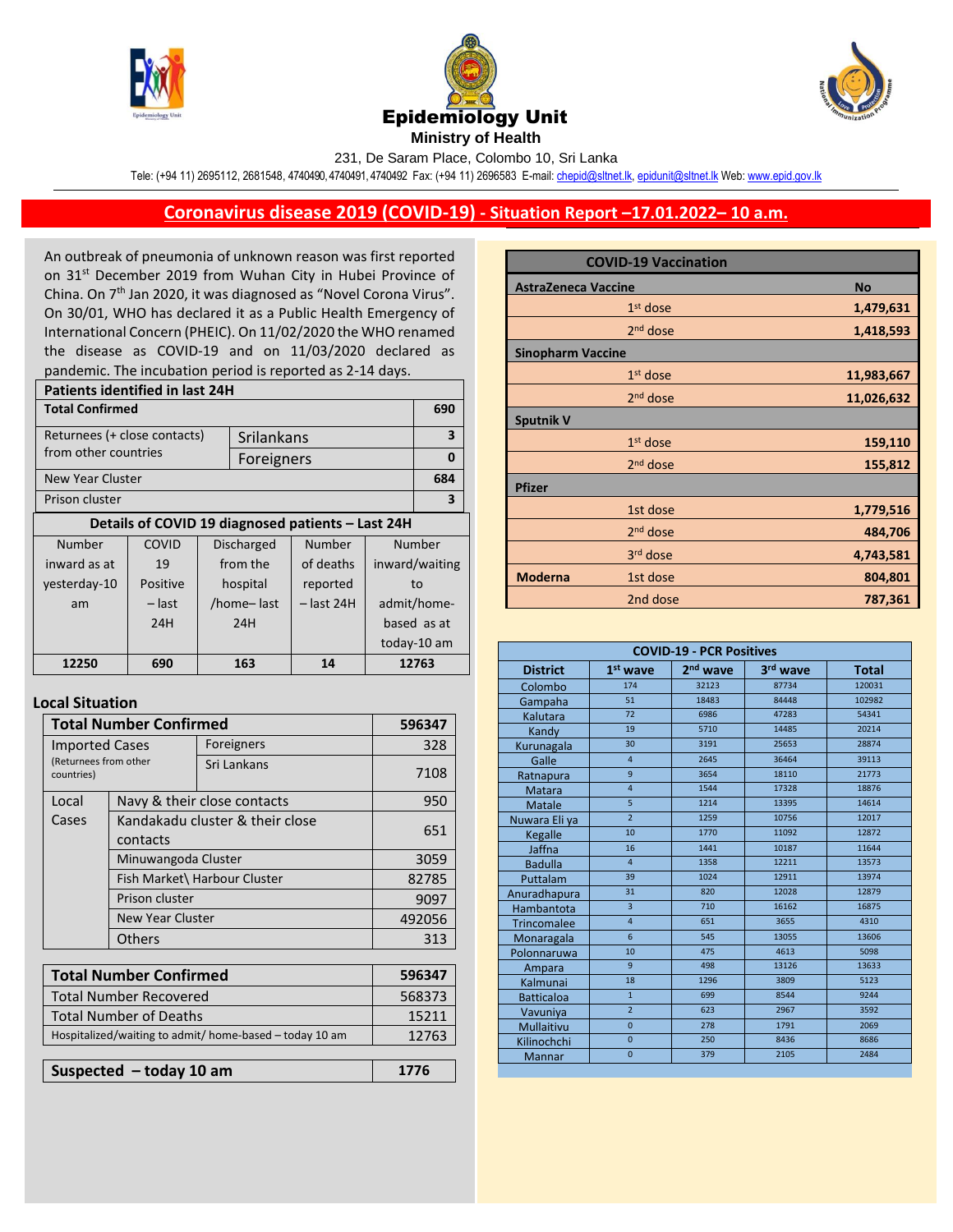# Epidemiology Unit

**Ministry of Health**

231, De Saram Place, Colombo 10, Sri Lanka

Tele: (+94 11) 2695112, 2681548, 4740490, 4740491, 4740492 Fax: (+94 11) 2696583 E-mail: chepid@sltnet.lk, epidunit@sltnet.lk Web: www.epid.gov.lk

## Coronavirus disease 2019 (COVID-19) - Situation Report –17.01.2022– 10 a.m.

An outbreak of pneumonia of unknown reason was first reported on 31st December 2019 from Wuhan City in Hubei Province of China. On 7th Jan 2020, it was diagnosed as "Novel Corona Virus". On 30/01, WHO has declared it as a Public Health Emergency of International Concern (PHEIC). On 11/02/2020 the WHO renamed the disease as COVID-19 and on 11/03/2020 declared as pandemic. The incubation period is reported as 2-14 days.

| Patients identified in last 24H | | |
|---|---|---|
| **Total Confirmed** | | **690** |
| Returnees (+ close contacts) from other countries | Srilankans | 3 |
| | Foreigners | 0 |
| New Year Cluster | | 684 |
| Prison cluster | | 3 |

**Details of COVID 19 diagnosed patients – Last 24H**

| Number inward as at yesterday-10 am | COVID 19 Positive – last 24H | Discharged from the hospital /home– last 24H | Number of deaths reported – last 24H | Number inward/waiting to admit/home-based as at today-10 am |
|---|---|---|---|---|
| **12250** | **690** | **163** | **14** | **12763** |

### Local Situation

| **Total Number Confirmed** | | **596347** |
|---|---|---|
| Imported Cases (Returnees from other countries) | Foreigners | 328 |
| | Sri Lankans | 7108 |
| Local Cases | Navy & their close contacts | 950 |
| | Kandakadu cluster & their close contacts | 651 |
| | Minuwangoda Cluster | 3059 |
| | Fish Market\ Harbour Cluster | 82785 |
| | Prison cluster | 9097 |
| | New Year Cluster | 492056 |
| | Others | 313 |

| **Total Number Confirmed** | **596347** |
|---|---|
| Total Number Recovered | 568373 |
| Total Number of Deaths | 15211 |
| Hospitalized/waiting to admit/ home-based – today 10 am | 12763 |

| **Suspected – today 10 am** | **1776** |
|---|---|

| **COVID-19 Vaccination** | | |
|---|---|---|
| **AstraZeneca Vaccine** | | **No** |
| | 1st dose | **1,479,631** |
| | 2nd dose | **1,418,593** |
| **Sinopharm Vaccine** | | |
| | 1st dose | **11,983,667** |
| | 2nd dose | **11,026,632** |
| **Sputnik V** | | |
| | 1st dose | **159,110** |
| | 2nd dose | **155,812** |
| **Pfizer** | | |
| | 1st dose | **1,779,516** |
| | 2nd dose | **484,706** |
| | 3rd dose | **4,743,581** |
| **Moderna** | 1st dose | **804,801** |
| | 2nd dose | **787,361** |

**COVID-19 - PCR Positives**

| District | 1st wave | 2nd wave | 3rd wave | Total |
|---|---|---|---|---|
| Colombo | 174 | 32123 | 87734 | 120031 |
| Gampaha | 51 | 18483 | 84448 | 102982 |
| Kalutara | 72 | 6986 | 47283 | 54341 |
| Kandy | 19 | 5710 | 14485 | 20214 |
| Kurunagala | 30 | 3191 | 25653 | 28874 |
| Galle | 4 | 2645 | 36464 | 39113 |
| Ratnapura | 9 | 3654 | 18110 | 21773 |
| Matara | 4 | 1544 | 17328 | 18876 |
| Matale | 5 | 1214 | 13395 | 14614 |
| Nuwara Eli ya | 2 | 1259 | 10756 | 12017 |
| Kegalle | 10 | 1770 | 11092 | 12872 |
| Jaffna | 16 | 1441 | 10187 | 11644 |
| Badulla | 4 | 1358 | 12211 | 13573 |
| Puttalam | 39 | 1024 | 12911 | 13974 |
| Anuradhapura | 31 | 820 | 12028 | 12879 |
| Hambantota | 3 | 710 | 16162 | 16875 |
| Trincomalee | 4 | 651 | 3655 | 4310 |
| Monaragala | 6 | 545 | 13055 | 13606 |
| Polonnaruwa | 10 | 475 | 4613 | 5098 |
| Ampara | 9 | 498 | 13126 | 13633 |
| Kalmunai | 18 | 1296 | 3809 | 5123 |
| Batticaloa | 1 | 699 | 8544 | 9244 |
| Vavuniya | 2 | 623 | 2967 | 3592 |
| Mullaitivu | 0 | 278 | 1791 | 2069 |
| Kilinochchi | 0 | 250 | 8436 | 8686 |
| Mannar | 0 | 379 | 2105 | 2484 |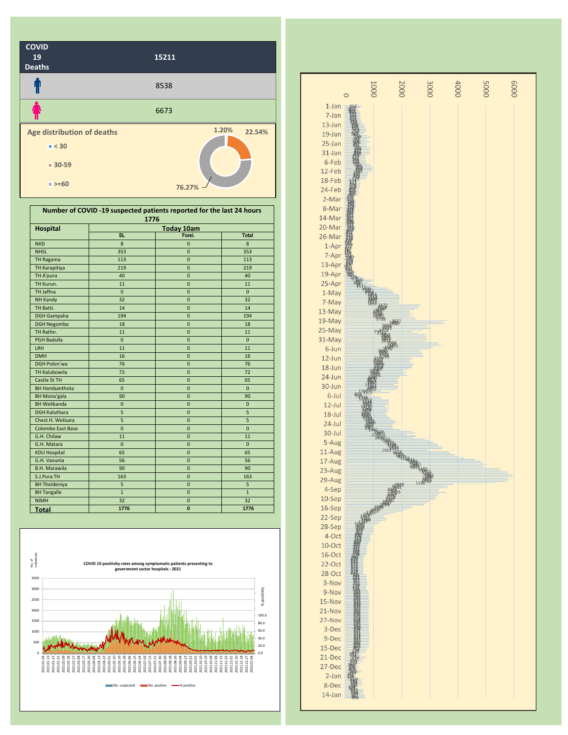| COVID 19 Deaths | 15211 |
|---|---|
| Male | 8538 |
| Female | 6673 |

**Age distribution of deaths**

- < 30
- 30-59
- >=60

1.20%
22.54%
76.27%

| Number of COVID -19 suspected patients reported for the last 24 hours 1776 | | | |
|---|---|---|---|
| Hospital | Today 10am | | |
| | SL | Forei. | Total |
| NIID | 8 | 0 | 8 |
| NHSL | 353 | 0 | 353 |
| TH Ragama | 113 | 0 | 113 |
| TH Karapitiya | 219 | 0 | 219 |
| TH A'pura | 40 | 0 | 40 |
| TH Kurun. | 11 | 0 | 11 |
| TH Jaffna | 0 | 0 | 0 |
| NH Kandy | 32 | 0 | 32 |
| TH Batti. | 14 | 0 | 14 |
| DGH Gampaha | 194 | 0 | 194 |
| DGH Negombo | 18 | 0 | 18 |
| TH Rathn. | 11 | 0 | 11 |
| PGH Badulla | 0 | 0 | 0 |
| LRH | 11 | 0 | 11 |
| DMH | 16 | 0 | 16 |
| DGH Polon'wa | 76 | 0 | 76 |
| TH Kalubowila | 72 | 0 | 72 |
| Castle St TH | 65 | 0 | 65 |
| BH Hambanthota | 0 | 0 | 0 |
| BH Mona'gala | 90 | 0 | 90 |
| BH Welikanda | 0 | 0 | 0 |
| DGH Kaluthara | 5 | 0 | 5 |
| Chest H. Welisara | 5 | 0 | 5 |
| Colombo East Base | 0 | 0 | 0 |
| G.H. Chilaw | 11 | 0 | 11 |
| G.H. Matara | 0 | 0 | 0 |
| KDU Hospital | 65 | 0 | 65 |
| G.H. Vavunia | 56 | 0 | 56 |
| B.H. Marawila | 90 | 0 | 90 |
| S.J.Pura TH | 163 | 0 | 163 |
| BH Theldeniya | 5 | 0 | 5 |
| BH Tangalle | 1 | 0 | 1 |
| NIMH | 32 | 0 | 32 |
| **Total** | **1776** | **0** | **1776** |

COVID 19 positivity rates among symptomatic patients presenting to government sector hospitals : 2021

No. of individuals

% positivity

No. suspected
No. positive
% positive